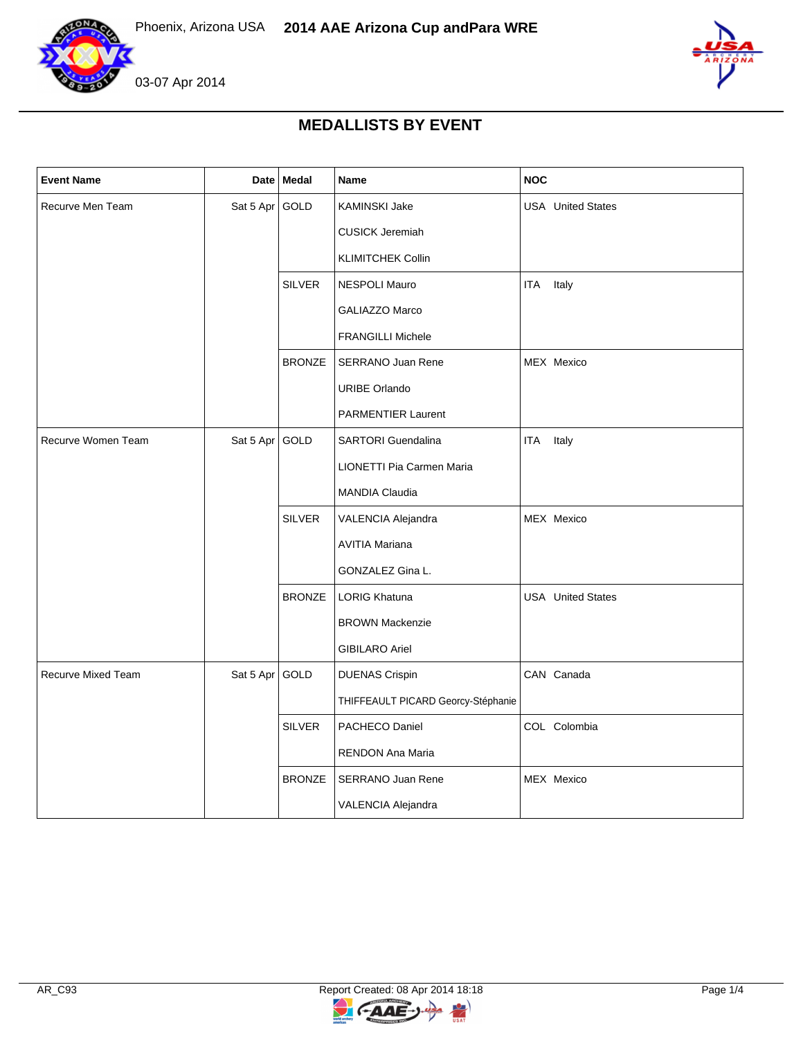Phoenix, Arizona USA **2014 AAE Arizona Cup andPara WRE**

03-07 Apr 2014

## MEDALLISTS BY EVENT

| Event Name | Date | Medal | Name | NOC |
|---|---|---|---|---|
| Recurve Men Team | Sat 5 Apr | GOLD | KAMINSKI Jake | USA United States |
| | | | CUSICK Jeremiah | |
| | | | KLIMITCHEK Collin | |
| | | SILVER | NESPOLI Mauro | ITA Italy |
| | | | GALIAZZO Marco | |
| | | | FRANGILLI Michele | |
| | | BRONZE | SERRANO Juan Rene | MEX Mexico |
| | | | URIBE Orlando | |
| | | | PARMENTIER Laurent | |
| Recurve Women Team | Sat 5 Apr | GOLD | SARTORI Guendalina | ITA Italy |
| | | | LIONETTI Pia Carmen Maria | |
| | | | MANDIA Claudia | |
| | | SILVER | VALENCIA Alejandra | MEX Mexico |
| | | | AVITIA Mariana | |
| | | | GONZALEZ Gina L. | |
| | | BRONZE | LORIG Khatuna | USA United States |
| | | | BROWN Mackenzie | |
| | | | GIBILARO Ariel | |
| Recurve Mixed Team | Sat 5 Apr | GOLD | DUENAS Crispin | CAN Canada |
| | | | THIFFEAULT PICARD Georcy-Stéphanie | |
| | | SILVER | PACHECO Daniel | COL Colombia |
| | | | RENDON Ana Maria | |
| | | BRONZE | SERRANO Juan Rene | MEX Mexico |
| | | | VALENCIA Alejandra | |

AR_C93 Report Created: 08 Apr 2014 18:18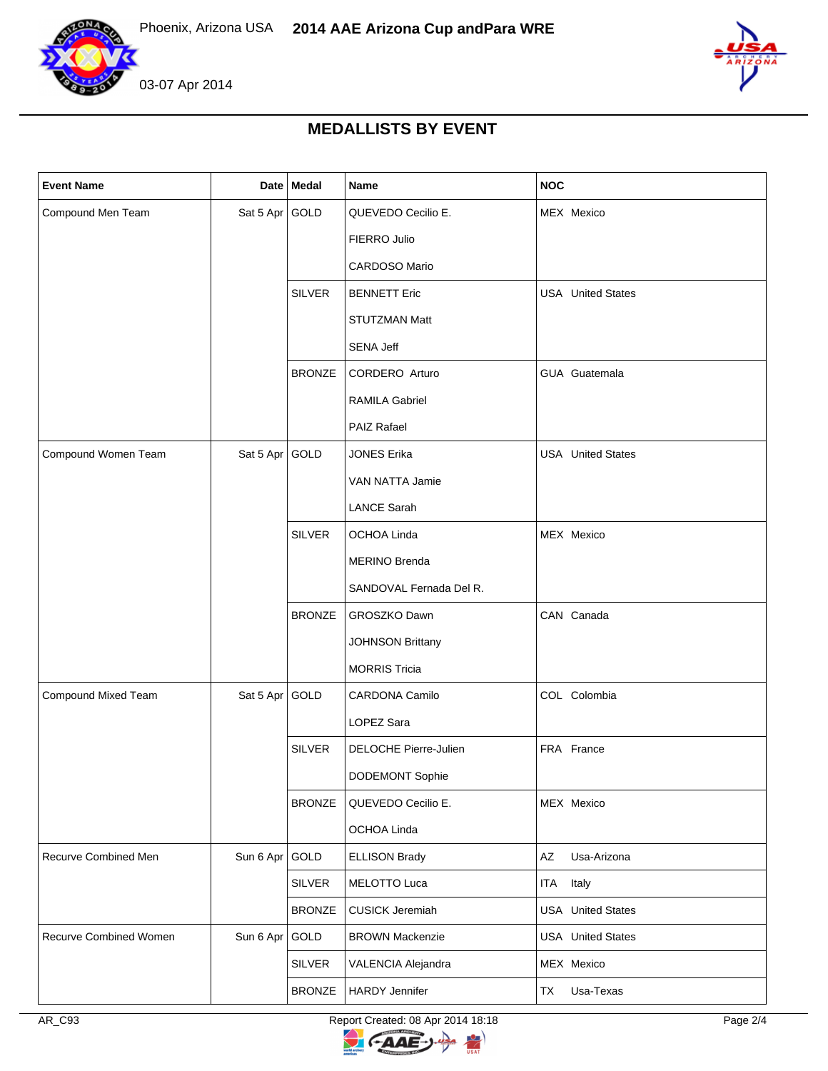## MEDALLISTS BY EVENT

| Event Name | Date | Medal | Name | NOC |
|---|---|---|---|---|
| Compound Men Team | Sat 5 Apr | GOLD | QUEVEDO Cecilio E. | MEX Mexico |
| | | | FIERRO Julio | |
| | | | CARDOSO Mario | |
| | | SILVER | BENNETT Eric | USA United States |
| | | | STUTZMAN Matt | |
| | | | SENA Jeff | |
| | | BRONZE | CORDERO Arturo | GUA Guatemala |
| | | | RAMILA Gabriel | |
| | | | PAIZ Rafael | |
| Compound Women Team | Sat 5 Apr | GOLD | JONES Erika | USA United States |
| | | | VAN NATTA Jamie | |
| | | | LANCE Sarah | |
| | | SILVER | OCHOA Linda | MEX Mexico |
| | | | MERINO Brenda | |
| | | | SANDOVAL Fernada Del R. | |
| | | BRONZE | GROSZKO Dawn | CAN Canada |
| | | | JOHNSON Brittany | |
| | | | MORRIS Tricia | |
| Compound Mixed Team | Sat 5 Apr | GOLD | CARDONA Camilo | COL Colombia |
| | | | LOPEZ Sara | |
| | | SILVER | DELOCHE Pierre-Julien | FRA France |
| | | | DODEMONT Sophie | |
| | | BRONZE | QUEVEDO Cecilio E. | MEX Mexico |
| | | | OCHOA Linda | |
| Recurve Combined Men | Sun 6 Apr | GOLD | ELLISON Brady | AZ Usa-Arizona |
| | | SILVER | MELOTTO Luca | ITA Italy |
| | | BRONZE | CUSICK Jeremiah | USA United States |
| Recurve Combined Women | Sun 6 Apr | GOLD | BROWN Mackenzie | USA United States |
| | | SILVER | VALENCIA Alejandra | MEX Mexico |
| | | BRONZE | HARDY Jennifer | TX Usa-Texas |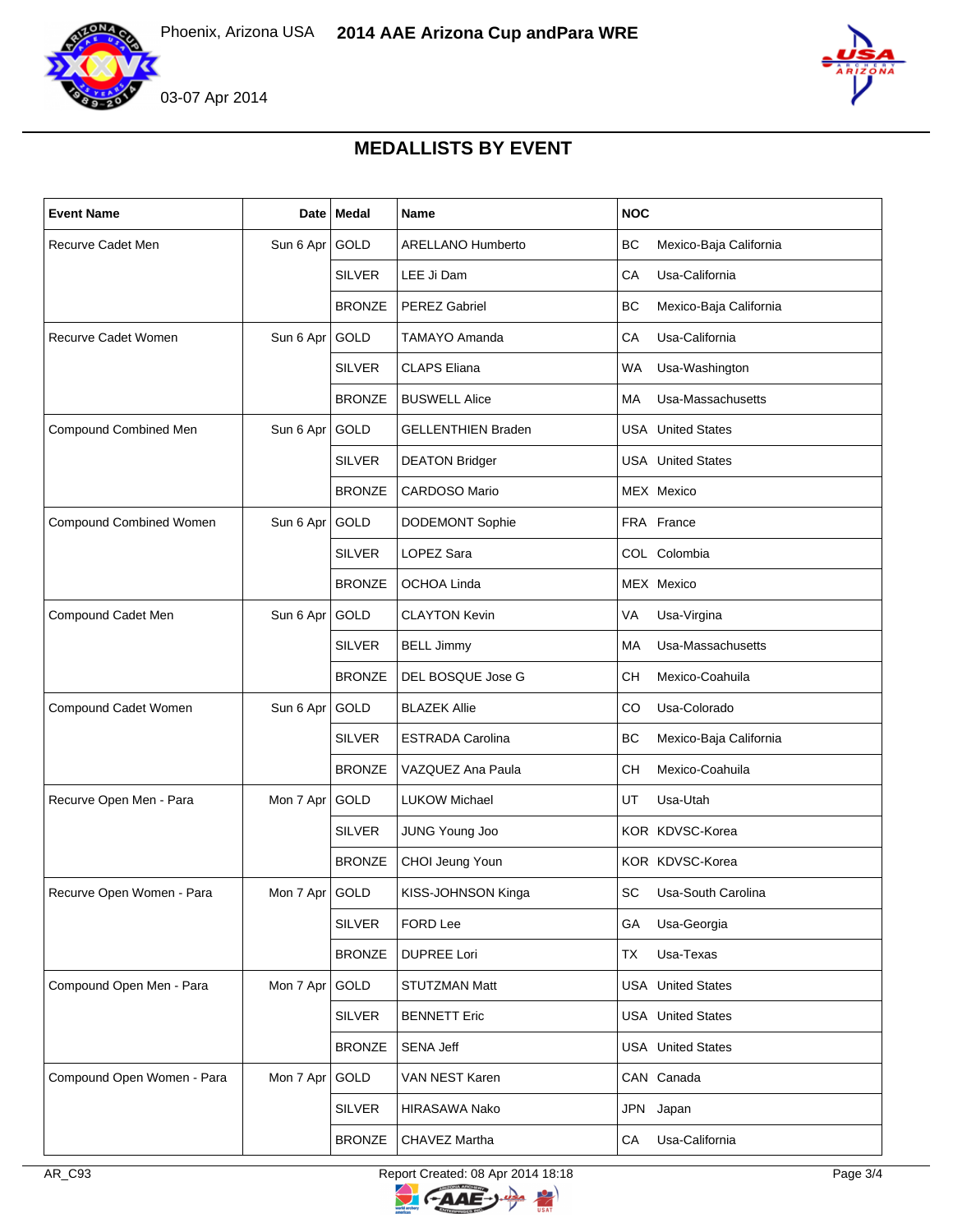# MEDALLISTS BY EVENT

| Event Name | Date | Medal | Name | NOC | |
|---|---|---|---|---|---|
| Recurve Cadet Men | Sun 6 Apr | GOLD | ARELLANO Humberto | BC | Mexico-Baja California |
| | | SILVER | LEE Ji Dam | CA | Usa-California |
| | | BRONZE | PEREZ Gabriel | BC | Mexico-Baja California |
| Recurve Cadet Women | Sun 6 Apr | GOLD | TAMAYO Amanda | CA | Usa-California |
| | | SILVER | CLAPS Eliana | WA | Usa-Washington |
| | | BRONZE | BUSWELL Alice | MA | Usa-Massachusetts |
| Compound Combined Men | Sun 6 Apr | GOLD | GELLENTHIEN Braden | USA | United States |
| | | SILVER | DEATON Bridger | USA | United States |
| | | BRONZE | CARDOSO Mario | MEX | Mexico |
| Compound Combined Women | Sun 6 Apr | GOLD | DODEMONT Sophie | FRA | France |
| | | SILVER | LOPEZ Sara | COL | Colombia |
| | | BRONZE | OCHOA Linda | MEX | Mexico |
| Compound Cadet Men | Sun 6 Apr | GOLD | CLAYTON Kevin | VA | Usa-Virgina |
| | | SILVER | BELL Jimmy | MA | Usa-Massachusetts |
| | | BRONZE | DEL BOSQUE Jose G | CH | Mexico-Coahuila |
| Compound Cadet Women | Sun 6 Apr | GOLD | BLAZEK Allie | CO | Usa-Colorado |
| | | SILVER | ESTRADA Carolina | BC | Mexico-Baja California |
| | | BRONZE | VAZQUEZ Ana Paula | CH | Mexico-Coahuila |
| Recurve Open Men - Para | Mon 7 Apr | GOLD | LUKOW Michael | UT | Usa-Utah |
| | | SILVER | JUNG Young Joo | KOR | KDVSC-Korea |
| | | BRONZE | CHOI Jeung Youn | KOR | KDVSC-Korea |
| Recurve Open Women - Para | Mon 7 Apr | GOLD | KISS-JOHNSON Kinga | SC | Usa-South Carolina |
| | | SILVER | FORD Lee | GA | Usa-Georgia |
| | | BRONZE | DUPREE Lori | TX | Usa-Texas |
| Compound Open Men - Para | Mon 7 Apr | GOLD | STUTZMAN Matt | USA | United States |
| | | SILVER | BENNETT Eric | USA | United States |
| | | BRONZE | SENA Jeff | USA | United States |
| Compound Open Women - Para | Mon 7 Apr | GOLD | VAN NEST Karen | CAN | Canada |
| | | SILVER | HIRASAWA Nako | JPN | Japan |
| | | BRONZE | CHAVEZ Martha | CA | Usa-California |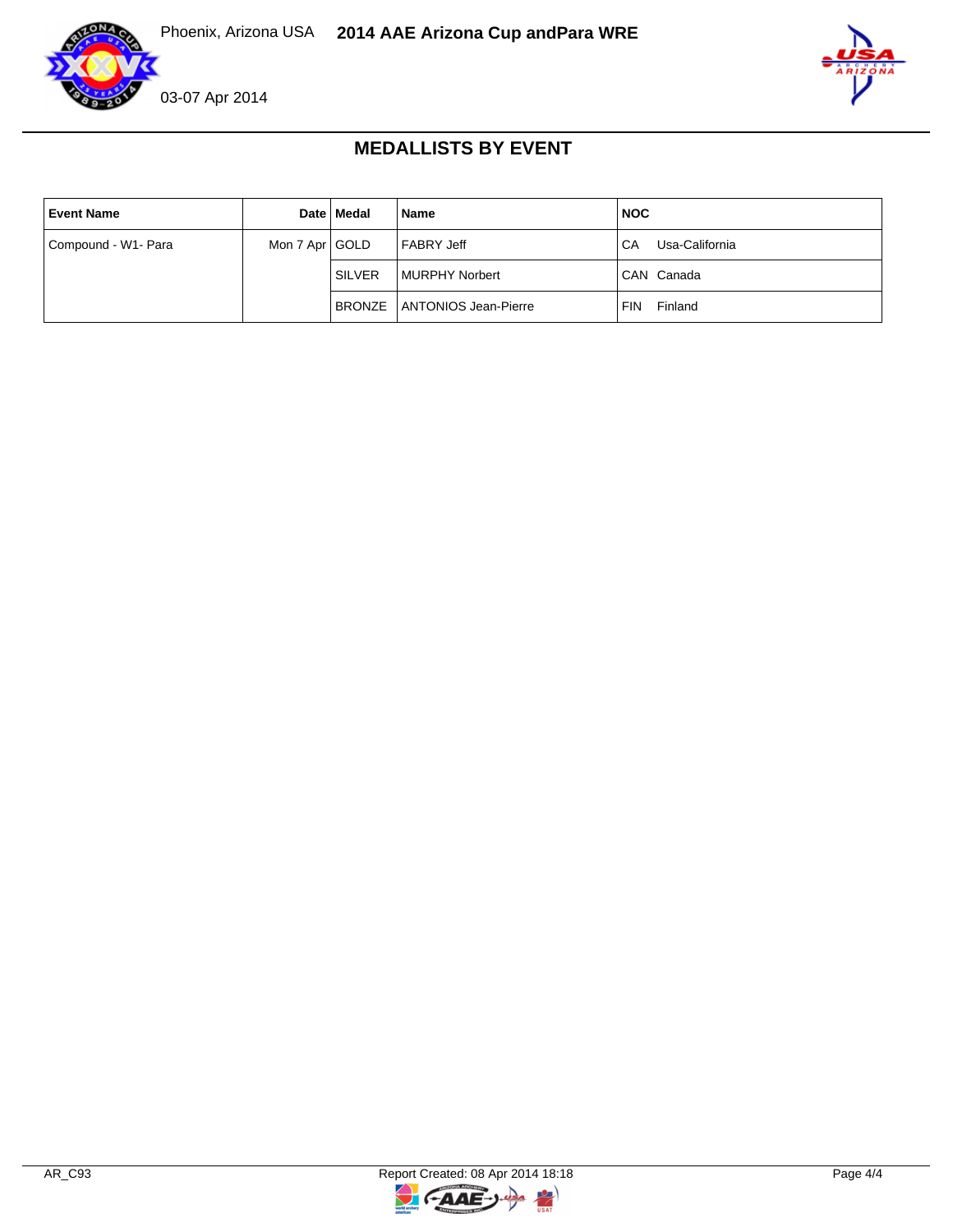# MEDALLISTS BY EVENT

| Event Name | Date | Medal | Name | NOC |
| --- | --- | --- | --- | --- |
| Compound - W1- Para | Mon 7 Apr | GOLD | FABRY Jeff | CA Usa-California |
| | | SILVER | MURPHY Norbert | CAN Canada |
| | | BRONZE | ANTONIOS Jean-Pierre | FIN Finland |